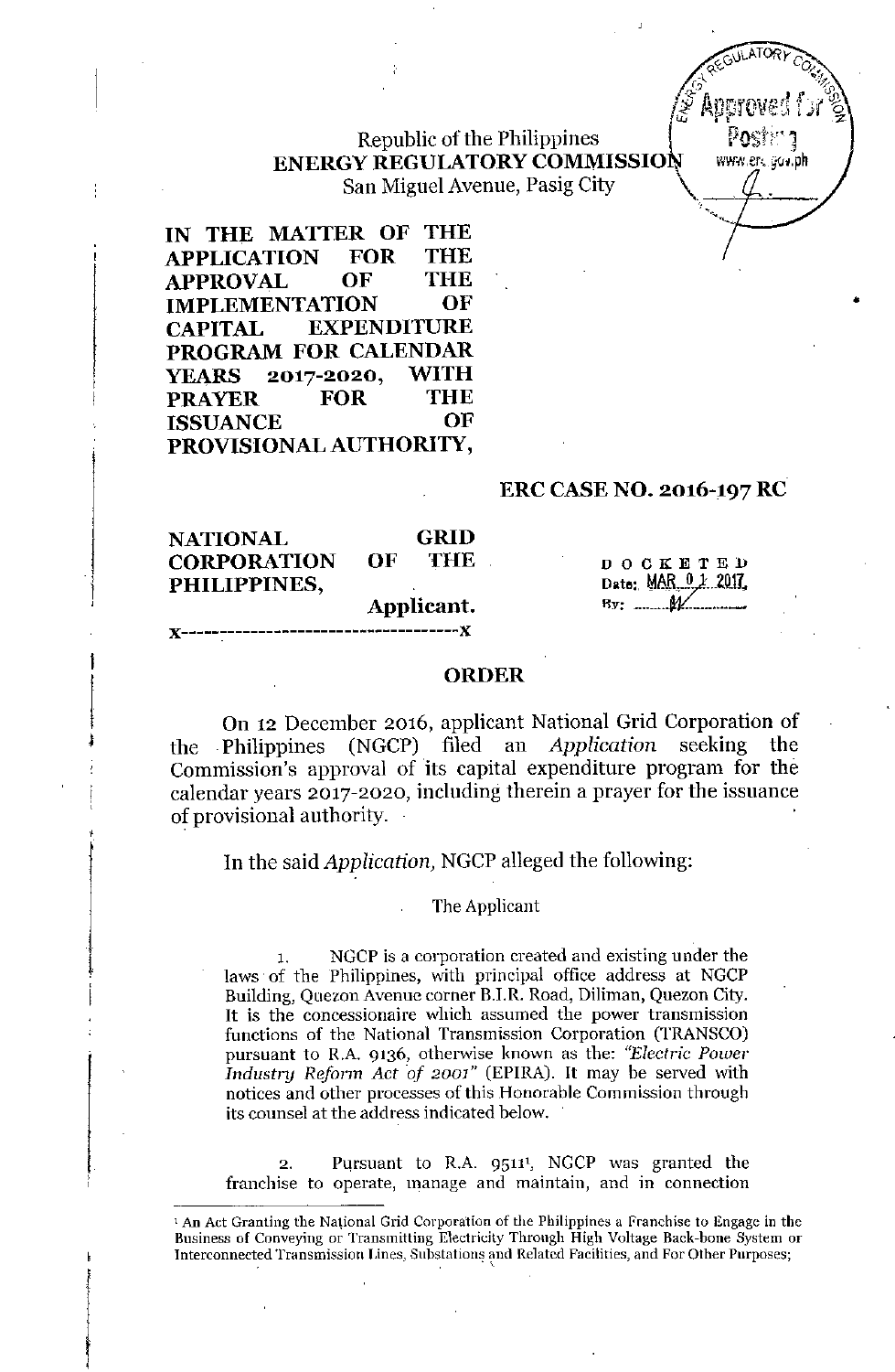Republic of the Philippines
**ENERGY REGULATORY COMMISSION**
San Miguel Avenue, Pasig City

**IN THE MATTER OF THE APPLICATION FOR THE APPROVAL OF THE IMPLEMENTATION OF CAPITAL EXPENDITURE PROGRAM FOR CALENDAR YEARS 2017-2020, WITH PRAYER FOR THE ISSUANCE OF PROVISIONAL AUTHORITY,**

**ERC CASE NO. 2016-197 RC**

**NATIONAL GRID CORPORATION OF THE PHILIPPINES,**
**Applicant.**

x----------------------------------x

DOCKETED
Date: MAR 01 2017
By: ________

## ORDER

On 12 December 2016, applicant National Grid Corporation of the Philippines (NGCP) filed an *Application* seeking the Commission's approval of its capital expenditure program for the calendar years 2017-2020, including therein a prayer for the issuance of provisional authority.

In the said *Application,* NGCP alleged the following:

The Applicant

1. NGCP is a corporation created and existing under the laws of the Philippines, with principal office address at NGCP Building, Quezon Avenue corner B.I.R. Road, Diliman, Quezon City. It is the concessionaire which assumed the power transmission functions of the National Transmission Corporation (TRANSCO) pursuant to R.A. 9136, otherwise known as the: *"Electric Power Industry Reform Act of 2001"* (EPIRA). It may be served with notices and other processes of this Honorable Commission through its counsel at the address indicated below.

2. Pursuant to R.A. 9511[1], NGCP was granted the franchise to operate, manage and maintain, and in connection

[1] An Act Granting the National Grid Corporation of the Philippines a Franchise to Engage in the Business of Conveying or Transmitting Electricity Through High Voltage Back-bone System or Interconnected Transmission Lines, Substations and Related Facilities, and For Other Purposes;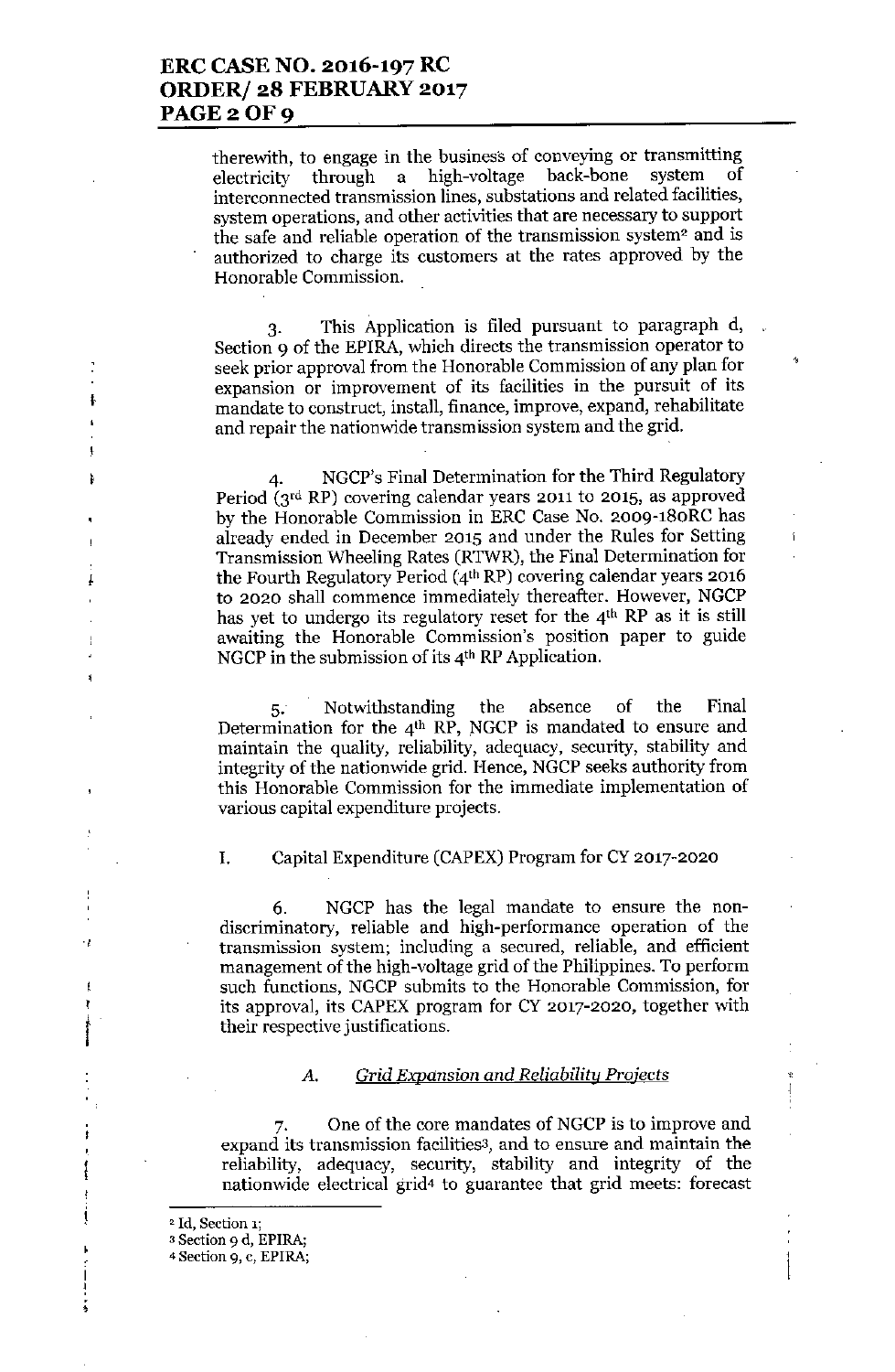therewith, to engage in the business of conveying or transmitting electricity through a high-voltage back-bone system of interconnected transmission lines, substations and related facilities, system operations, and other activities that are necessary to support the safe and reliable operation of the transmission system[2] and is authorized to charge its customers at the rates approved by the Honorable Commission.

3. This Application is filed pursuant to paragraph d, Section 9 of the EPIRA, which directs the transmission operator to seek prior approval from the Honorable Commission of any plan for expansion or improvement of its facilities in the pursuit of its mandate to construct, install, finance, improve, expand, rehabilitate and repair the nationwide transmission system and the grid.

4. NGCP's Final Determination for the Third Regulatory Period (3rd RP) covering calendar years 2011 to 2015, as approved by the Honorable Commission in ERC Case No. 2009-180RC has already ended in December 2015 and under the Rules for Setting Transmission Wheeling Rates (RTWR), the Final Determination for the Fourth Regulatory Period (4th RP) covering calendar years 2016 to 2020 shall commence immediately thereafter. However, NGCP has yet to undergo its regulatory reset for the 4th RP as it is still awaiting the Honorable Commission's position paper to guide NGCP in the submission of its 4th RP Application.

5. Notwithstanding the absence of the Final Determination for the 4th RP, NGCP is mandated to ensure and maintain the quality, reliability, adequacy, security, stability and integrity of the nationwide grid. Hence, NGCP seeks authority from this Honorable Commission for the immediate implementation of various capital expenditure projects.

I. Capital Expenditure (CAPEX) Program for CY 2017-2020

6. NGCP has the legal mandate to ensure the non-discriminatory, reliable and high-performance operation of the transmission system; including a secured, reliable, and efficient management of the high-voltage grid of the Philippines. To perform such functions, NGCP submits to the Honorable Commission, for its approval, its CAPEX program for CY 2017-2020, together with their respective justifications.

A. *Grid Expansion and Reliability Projects*

7. One of the core mandates of NGCP is to improve and expand its transmission facilities[3], and to ensure and maintain the reliability, adequacy, security, stability and integrity of the nationwide electrical grid[4] to guarantee that grid meets: forecast

---

[2] Id, Section 1;

[3] Section 9 d, EPIRA;

[4] Section 9, c, EPIRA;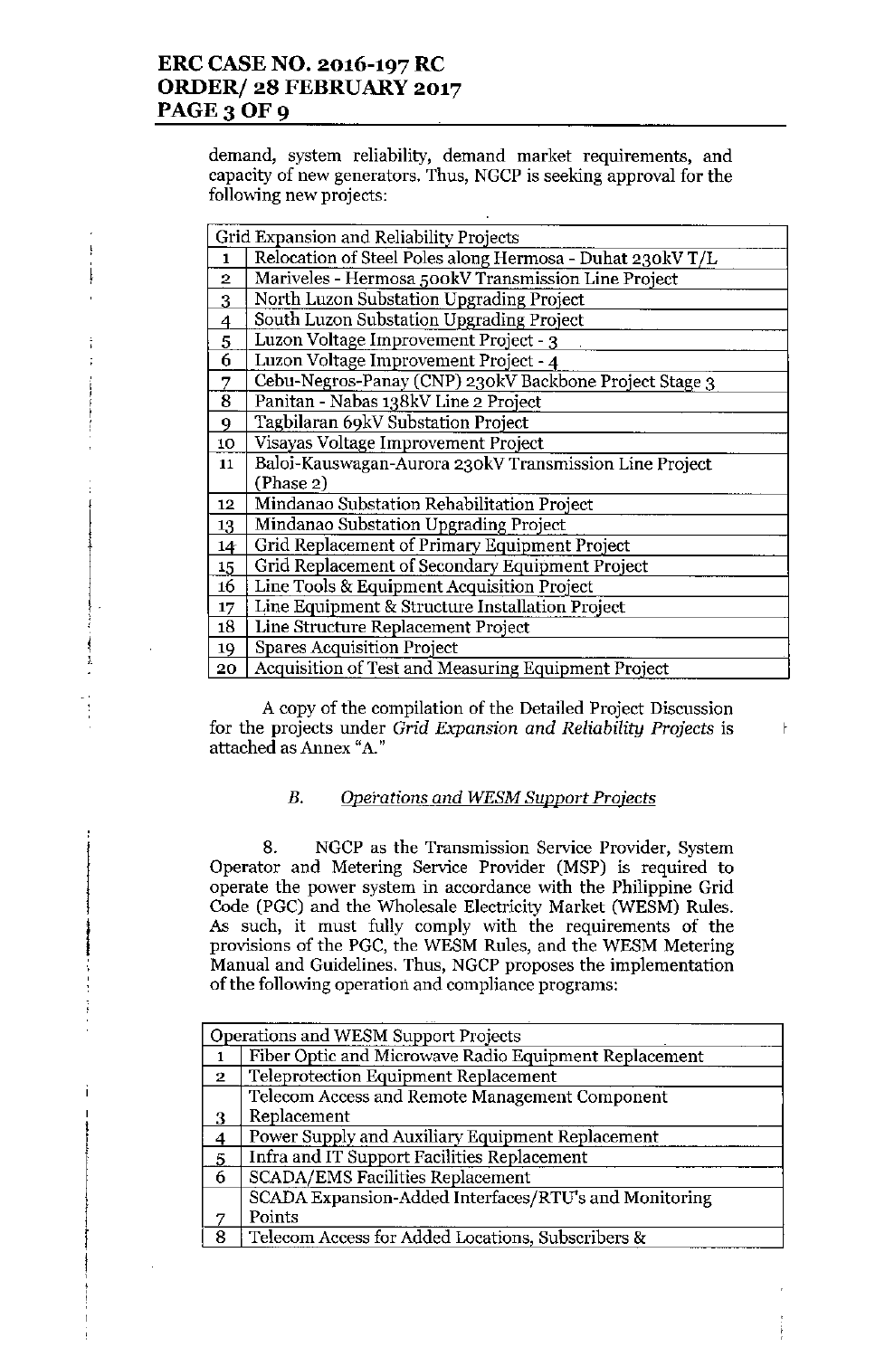demand, system reliability, demand market requirements, and capacity of new generators. Thus, NGCP is seeking approval for the following new projects:

| Grid Expansion and Reliability Projects | |
|---|---|
| 1 | Relocation of Steel Poles along Hermosa - Duhat 230kV T/L |
| 2 | Mariveles - Hermosa 500kV Transmission Line Project |
| 3 | North Luzon Substation Upgrading Project |
| 4 | South Luzon Substation Upgrading Project |
| 5 | Luzon Voltage Improvement Project - 3 |
| 6 | Luzon Voltage Improvement Project - 4 |
| 7 | Cebu-Negros-Panay (CNP) 230kV Backbone Project Stage 3 |
| 8 | Panitan - Nabas 138kV Line 2 Project |
| 9 | Tagbilaran 69kV Substation Project |
| 10 | Visayas Voltage Improvement Project |
| 11 | Baloi-Kauswagan-Aurora 230kV Transmission Line Project (Phase 2) |
| 12 | Mindanao Substation Rehabilitation Project |
| 13 | Mindanao Substation Upgrading Project |
| 14 | Grid Replacement of Primary Equipment Project |
| 15 | Grid Replacement of Secondary Equipment Project |
| 16 | Line Tools & Equipment Acquisition Project |
| 17 | Line Equipment & Structure Installation Project |
| 18 | Line Structure Replacement Project |
| 19 | Spares Acquisition Project |
| 20 | Acquisition of Test and Measuring Equipment Project |

A copy of the compilation of the Detailed Project Discussion for the projects under *Grid Expansion and Reliability Projects* is attached as Annex "A."

*B. Operations and WESM Support Projects*

8. NGCP as the Transmission Service Provider, System Operator and Metering Service Provider (MSP) is required to operate the power system in accordance with the Philippine Grid Code (PGC) and the Wholesale Electricity Market (WESM) Rules. As such, it must fully comply with the requirements of the provisions of the PGC, the WESM Rules, and the WESM Metering Manual and Guidelines. Thus, NGCP proposes the implementation of the following operation and compliance programs:

| Operations and WESM Support Projects | |
|---|---|
| 1 | Fiber Optic and Microwave Radio Equipment Replacement |
| 2 | Teleprotection Equipment Replacement |
| 3 | Telecom Access and Remote Management Component Replacement |
| 4 | Power Supply and Auxiliary Equipment Replacement |
| 5 | Infra and IT Support Facilities Replacement |
| 6 | SCADA/EMS Facilities Replacement |
| 7 | SCADA Expansion-Added Interfaces/RTU's and Monitoring Points |
| 8 | Telecom Access for Added Locations, Subscribers & |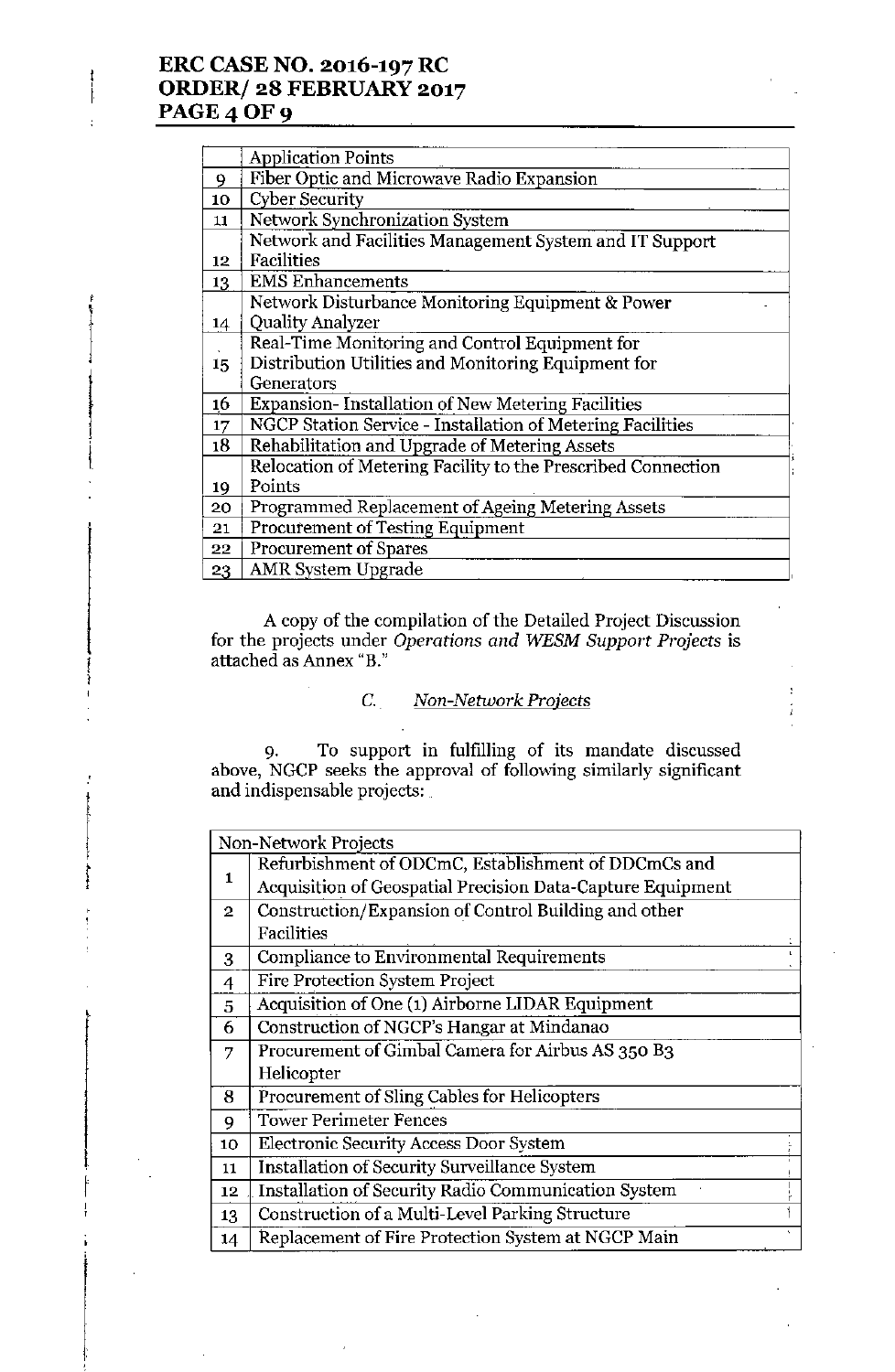| | Application Points |
|---|---|
| 9 | Fiber Optic and Microwave Radio Expansion |
| 10 | Cyber Security |
| 11 | Network Synchronization System |
| 12 | Network and Facilities Management System and IT Support Facilities |
| 13 | EMS Enhancements |
| 14 | Network Disturbance Monitoring Equipment & Power Quality Analyzer |
| 15 | Real-Time Monitoring and Control Equipment for Distribution Utilities and Monitoring Equipment for Generators |
| 16 | Expansion- Installation of New Metering Facilities |
| 17 | NGCP Station Service - Installation of Metering Facilities |
| 18 | Rehabilitation and Upgrade of Metering Assets |
| 19 | Relocation of Metering Facility to the Prescribed Connection Points |
| 20 | Programmed Replacement of Ageing Metering Assets |
| 21 | Procurement of Testing Equipment |
| 22 | Procurement of Spares |
| 23 | AMR System Upgrade |

A copy of the compilation of the Detailed Project Discussion for the projects under *Operations and WESM Support Projects* is attached as Annex "B."

### C. *Non-Network Projects*

9. To support in fulfilling of its mandate discussed above, NGCP seeks the approval of following similarly significant and indispensable projects:

| Non-Network Projects | |
|---|---|
| 1 | Refurbishment of ODCmC, Establishment of DDCmCs and Acquisition of Geospatial Precision Data-Capture Equipment |
| 2 | Construction/Expansion of Control Building and other Facilities |
| 3 | Compliance to Environmental Requirements |
| 4 | Fire Protection System Project |
| 5 | Acquisition of One (1) Airborne LIDAR Equipment |
| 6 | Construction of NGCP's Hangar at Mindanao |
| 7 | Procurement of Gimbal Camera for Airbus AS 350 B3 Helicopter |
| 8 | Procurement of Sling Cables for Helicopters |
| 9 | Tower Perimeter Fences |
| 10 | Electronic Security Access Door System |
| 11 | Installation of Security Surveillance System |
| 12 | Installation of Security Radio Communication System |
| 13 | Construction of a Multi-Level Parking Structure |
| 14 | Replacement of Fire Protection System at NGCP Main |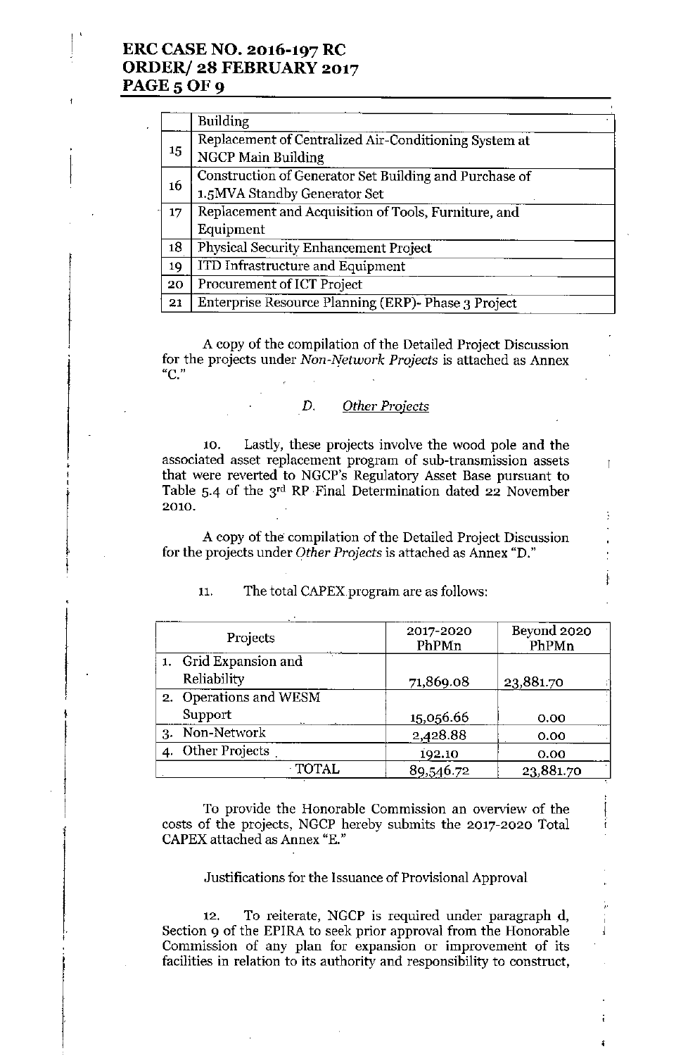| | Building |
|---|---|
| 15 | Replacement of Centralized Air-Conditioning System at NGCP Main Building |
| 16 | Construction of Generator Set Building and Purchase of 1.5MVA Standby Generator Set |
| 17 | Replacement and Acquisition of Tools, Furniture, and Equipment |
| 18 | Physical Security Enhancement Project |
| 19 | ITD Infrastructure and Equipment |
| 20 | Procurement of ICT Project |
| 21 | Enterprise Resource Planning (ERP)- Phase 3 Project |

A copy of the compilation of the Detailed Project Discussion for the projects under *Non-Network Projects* is attached as Annex "C."

D. *Other Projects*

10. Lastly, these projects involve the wood pole and the associated asset replacement program of sub-transmission assets that were reverted to NGCP's Regulatory Asset Base pursuant to Table 5.4 of the 3rd RP Final Determination dated 22 November 2010.

A copy of the compilation of the Detailed Project Discussion for the projects under *Other Projects* is attached as Annex "D."

11. The total CAPEX program are as follows:

| Projects | 2017-2020 PhPMn | Beyond 2020 PhPMn |
|---|---|---|
| 1. Grid Expansion and Reliability | 71,869.08 | 23,881.70 |
| 2. Operations and WESM Support | 15,056.66 | 0.00 |
| 3. Non-Network | 2,428.88 | 0.00 |
| 4. Other Projects | 192.10 | 0.00 |
| TOTAL | 89,546.72 | 23,881.70 |

To provide the Honorable Commission an overview of the costs of the projects, NGCP hereby submits the 2017-2020 Total CAPEX attached as Annex "E."

Justifications for the Issuance of Provisional Approval

12. To reiterate, NGCP is required under paragraph d, Section 9 of the EPIRA to seek prior approval from the Honorable Commission of any plan for expansion or improvement of its facilities in relation to its authority and responsibility to construct,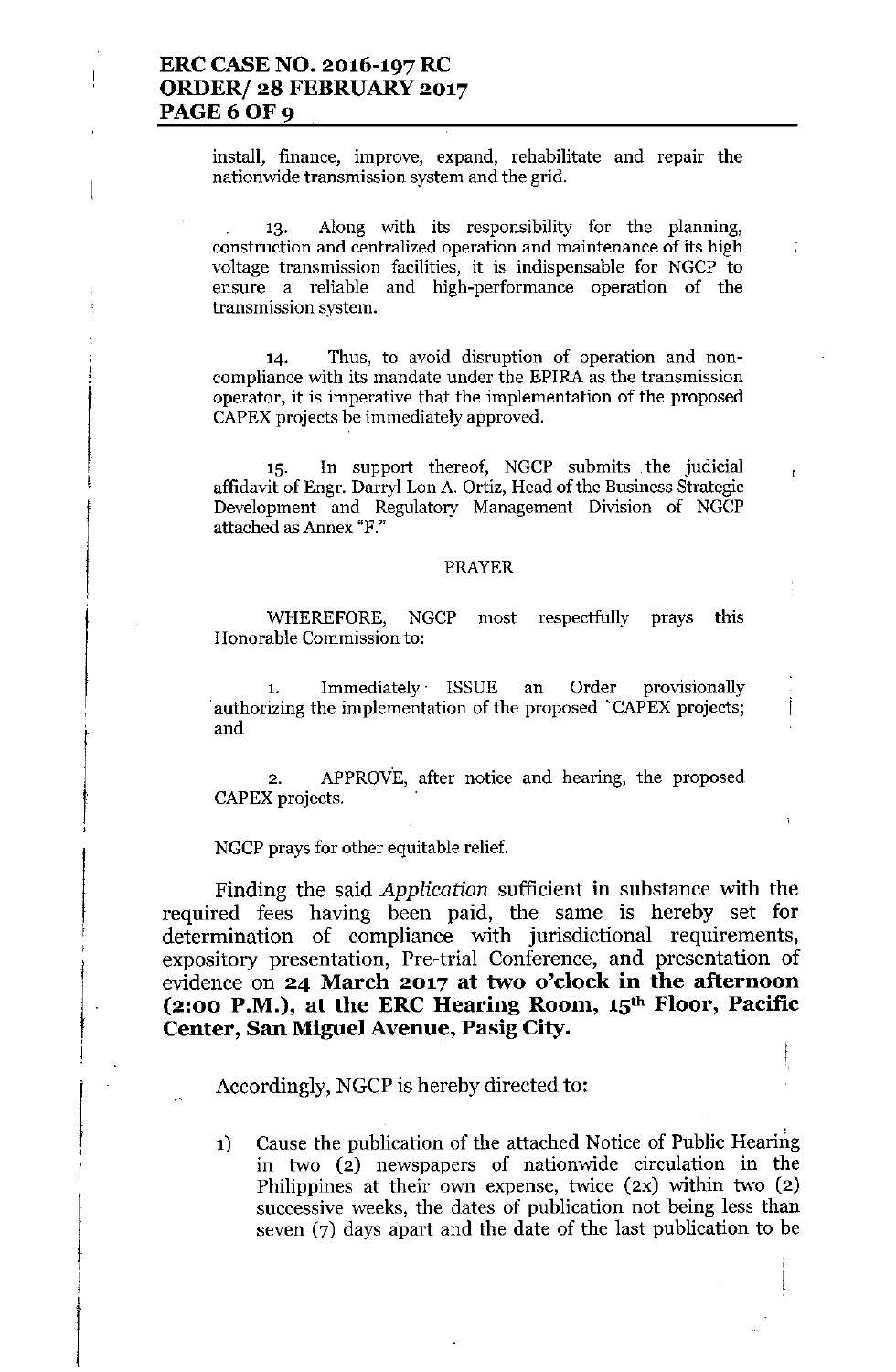install, finance, improve, expand, rehabilitate and repair the nationwide transmission system and the grid.

13. Along with its responsibility for the planning, construction and centralized operation and maintenance of its high voltage transmission facilities, it is indispensable for NGCP to ensure a reliable and high-performance operation of the transmission system.

14. Thus, to avoid disruption of operation and non-compliance with its mandate under the EPIRA as the transmission operator, it is imperative that the implementation of the proposed CAPEX projects be immediately approved.

15. In support thereof, NGCP submits the judicial affidavit of Engr. Darryl Lon A. Ortiz, Head of the Business Strategic Development and Regulatory Management Division of NGCP attached as Annex "F."

PRAYER

WHEREFORE, NGCP most respectfully prays this Honorable Commission to:

1. Immediately ISSUE an Order provisionally authorizing the implementation of the proposed CAPEX projects; and

2. APPROVE, after notice and hearing, the proposed CAPEX projects.

NGCP prays for other equitable relief.

Finding the said *Application* sufficient in substance with the required fees having been paid, the same is hereby set for determination of compliance with jurisdictional requirements, expository presentation, Pre-trial Conference, and presentation of evidence on **24 March 2017 at two o'clock in the afternoon (2:00 P.M.), at the ERC Hearing Room, 15th Floor, Pacific Center, San Miguel Avenue, Pasig City.**

Accordingly, NGCP is hereby directed to:

1) Cause the publication of the attached Notice of Public Hearing in two (2) newspapers of nationwide circulation in the Philippines at their own expense, twice (2x) within two (2) successive weeks, the dates of publication not being less than seven (7) days apart and the date of the last publication to be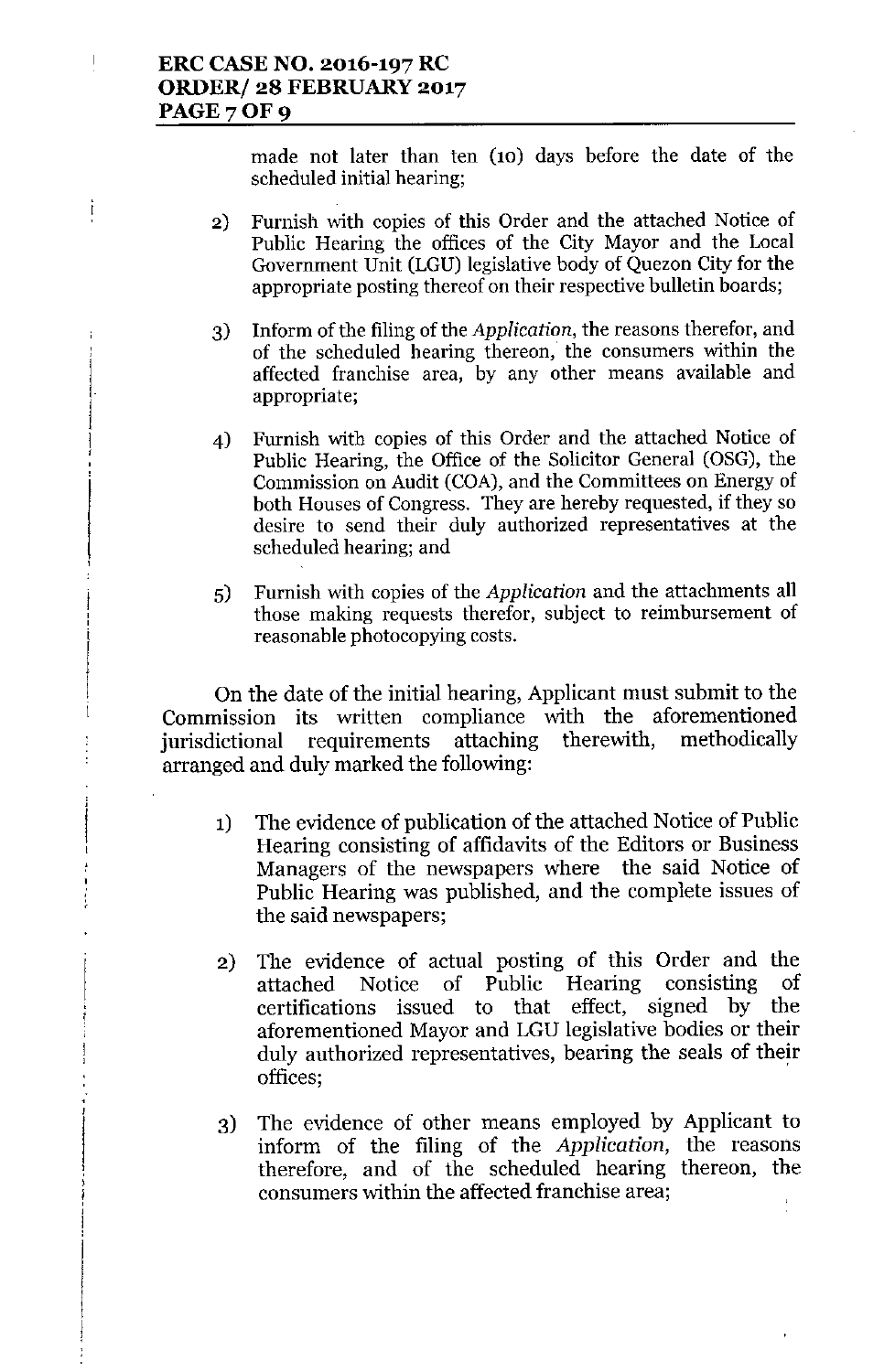made not later than ten (10) days before the date of the scheduled initial hearing;

2) Furnish with copies of this Order and the attached Notice of Public Hearing the offices of the City Mayor and the Local Government Unit (LGU) legislative body of Quezon City for the appropriate posting thereof on their respective bulletin boards;

3) Inform of the filing of the *Application*, the reasons therefor, and of the scheduled hearing thereon, the consumers within the affected franchise area, by any other means available and appropriate;

4) Furnish with copies of this Order and the attached Notice of Public Hearing, the Office of the Solicitor General (OSG), the Commission on Audit (COA), and the Committees on Energy of both Houses of Congress. They are hereby requested, if they so desire to send their duly authorized representatives at the scheduled hearing; and

5) Furnish with copies of the *Application* and the attachments all those making requests therefor, subject to reimbursement of reasonable photocopying costs.

On the date of the initial hearing, Applicant must submit to the Commission its written compliance with the aforementioned jurisdictional requirements attaching therewith, methodically arranged and duly marked the following:

1) The evidence of publication of the attached Notice of Public Hearing consisting of affidavits of the Editors or Business Managers of the newspapers where the said Notice of Public Hearing was published, and the complete issues of the said newspapers;

2) The evidence of actual posting of this Order and the attached Notice of Public Hearing consisting of certifications issued to that effect, signed by the aforementioned Mayor and LGU legislative bodies or their duly authorized representatives, bearing the seals of their offices;

3) The evidence of other means employed by Applicant to inform of the filing of the *Application*, the reasons therefore, and of the scheduled hearing thereon, the consumers within the affected franchise area;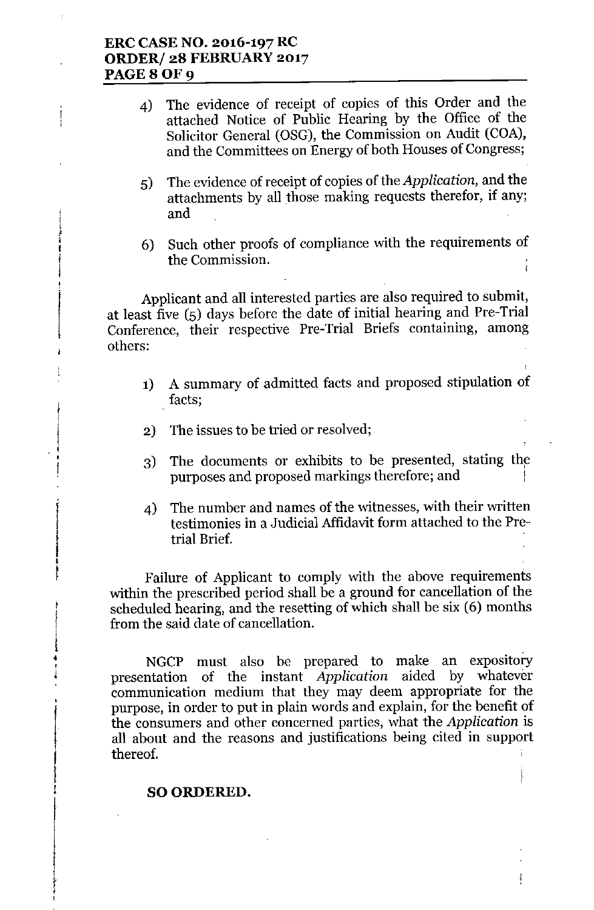4) The evidence of receipt of copies of this Order and the attached Notice of Public Hearing by the Office of the Solicitor General (OSG), the Commission on Audit (COA), and the Committees on Energy of both Houses of Congress;

5) The evidence of receipt of copies of the *Application*, and the attachments by all those making requests therefor, if any; and

6) Such other proofs of compliance with the requirements of the Commission.

Applicant and all interested parties are also required to submit, at least five (5) days before the date of initial hearing and Pre-Trial Conference, their respective Pre-Trial Briefs containing, among others:

1) A summary of admitted facts and proposed stipulation of facts;

2) The issues to be tried or resolved;

3) The documents or exhibits to be presented, stating the purposes and proposed markings therefore; and

4) The number and names of the witnesses, with their written testimonies in a Judicial Affidavit form attached to the Pre-trial Brief.

Failure of Applicant to comply with the above requirements within the prescribed period shall be a ground for cancellation of the scheduled hearing, and the resetting of which shall be six (6) months from the said date of cancellation.

NGCP must also be prepared to make an expository presentation of the instant *Application* aided by whatever communication medium that they may deem appropriate for the purpose, in order to put in plain words and explain, for the benefit of the consumers and other concerned parties, what the *Application* is all about and the reasons and justifications being cited in support thereof.

**SO ORDERED.**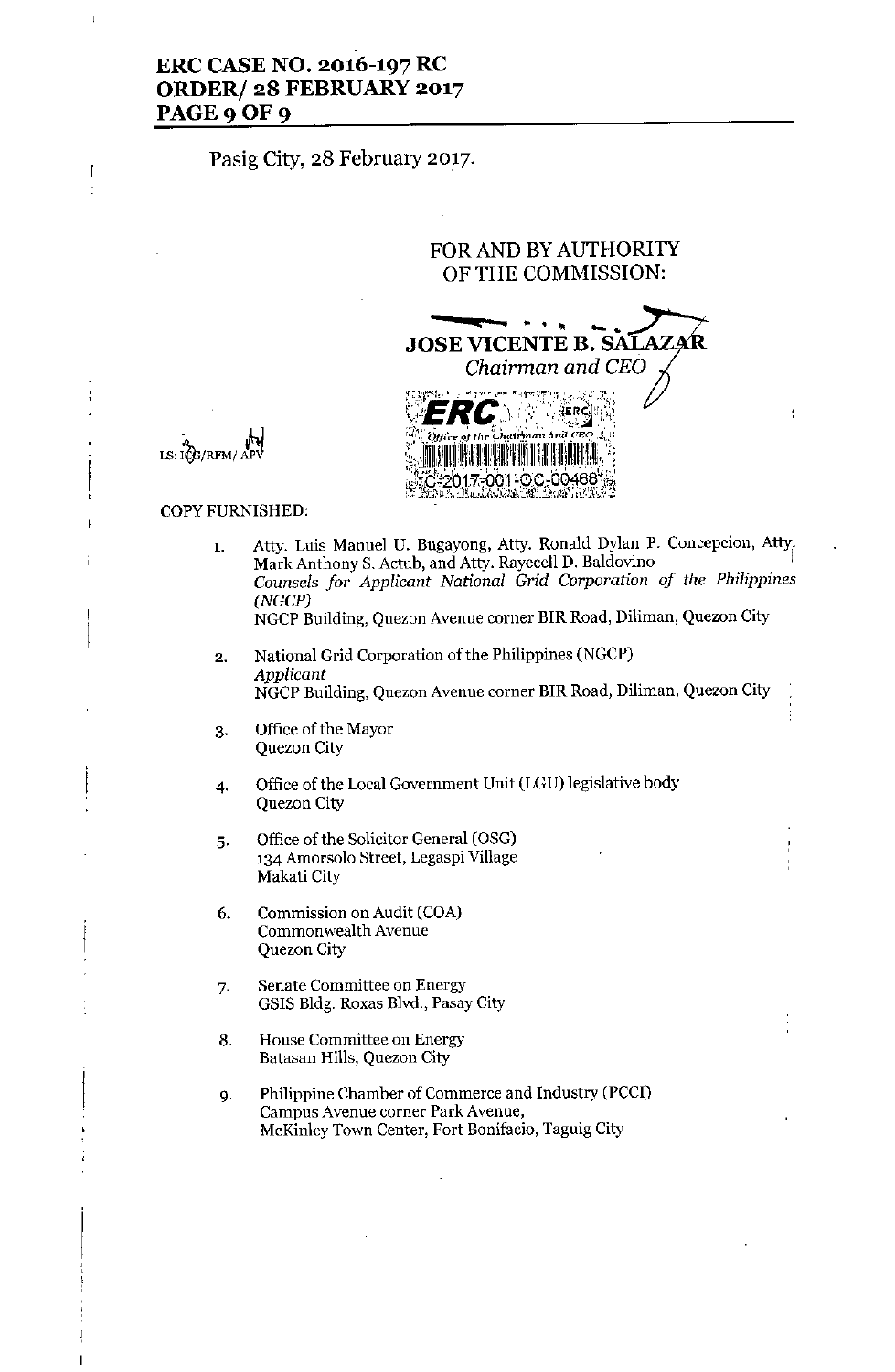Pasig City, 28 February 2017.

FOR AND BY AUTHORITY
OF THE COMMISSION:

**JOSE VICENTE B. SALAZAR**
*Chairman and CEO*

ERC
Office of the Chairman and CEO
C-2017-001-OC-00468

LS: IGG/RFM/ APV

COPY FURNISHED:

1. Atty. Luis Manuel U. Bugayong, Atty. Ronald Dylan P. Concepcion, Atty. Mark Anthony S. Actub, and Atty. Rayecell D. Baldovino
   *Counsels for Applicant National Grid Corporation of the Philippines (NGCP)*
   NGCP Building, Quezon Avenue corner BIR Road, Diliman, Quezon City

2. National Grid Corporation of the Philippines (NGCP)
   *Applicant*
   NGCP Building, Quezon Avenue corner BIR Road, Diliman, Quezon City

3. Office of the Mayor
   Quezon City

4. Office of the Local Government Unit (LGU) legislative body
   Quezon City

5. Office of the Solicitor General (OSG)
   134 Amorsolo Street, Legaspi Village
   Makati City

6. Commission on Audit (COA)
   Commonwealth Avenue
   Quezon City

7. Senate Committee on Energy
   GSIS Bldg. Roxas Blvd., Pasay City

8. House Committee on Energy
   Batasan Hills, Quezon City

9. Philippine Chamber of Commerce and Industry (PCCI)
   Campus Avenue corner Park Avenue,
   McKinley Town Center, Fort Bonifacio, Taguig City